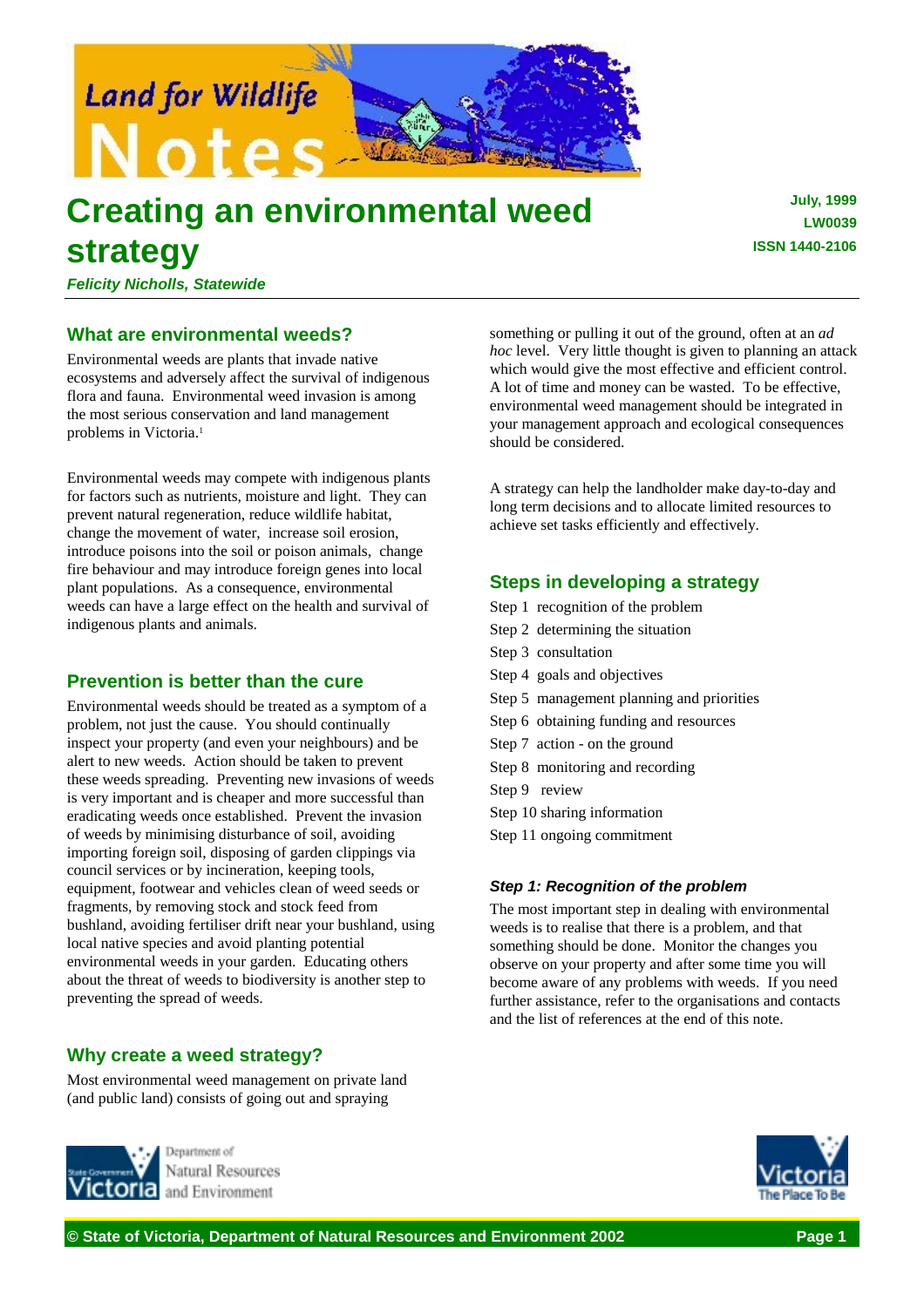# Creating an environmental weed strategy

July, 1999
LW0039
ISSN 1440-2106

***Felicity Nicholls, Statewide***

## What are environmental weeds?

Environmental weeds are plants that invade native ecosystems and adversely affect the survival of indigenous flora and fauna. Environmental weed invasion is among the most serious conservation and land management problems in Victoria.[1]

Environmental weeds may compete with indigenous plants for factors such as nutrients, moisture and light. They can prevent natural regeneration, reduce wildlife habitat, change the movement of water, increase soil erosion, introduce poisons into the soil or poison animals, change fire behaviour and may introduce foreign genes into local plant populations. As a consequence, environmental weeds can have a large effect on the health and survival of indigenous plants and animals.

## Prevention is better than the cure

Environmental weeds should be treated as a symptom of a problem, not just the cause. You should continually inspect your property (and even your neighbours) and be alert to new weeds. Action should be taken to prevent these weeds spreading. Preventing new invasions of weeds is very important and is cheaper and more successful than eradicating weeds once established. Prevent the invasion of weeds by minimising disturbance of soil, avoiding importing foreign soil, disposing of garden clippings via council services or by incineration, keeping tools, equipment, footwear and vehicles clean of weed seeds or fragments, by removing stock and stock feed from bushland, avoiding fertiliser drift near your bushland, using local native species and avoid planting potential environmental weeds in your garden. Educating others about the threat of weeds to biodiversity is another step to preventing the spread of weeds.

## Why create a weed strategy?

Most environmental weed management on private land (and public land) consists of going out and spraying something or pulling it out of the ground, often at an *ad hoc* level. Very little thought is given to planning an attack which would give the most effective and efficient control. A lot of time and money can be wasted. To be effective, environmental weed management should be integrated in your management approach and ecological consequences should be considered.

A strategy can help the landholder make day-to-day and long term decisions and to allocate limited resources to achieve set tasks efficiently and effectively.

## Steps in developing a strategy

Step 1 recognition of the problem
Step 2 determining the situation
Step 3 consultation
Step 4 goals and objectives
Step 5 management planning and priorities
Step 6 obtaining funding and resources
Step 7 action - on the ground
Step 8 monitoring and recording
Step 9 review
Step 10 sharing information
Step 11 ongoing commitment

### *Step 1: Recognition of the problem*

The most important step in dealing with environmental weeds is to realise that there is a problem, and that something should be done. Monitor the changes you observe on your property and after some time you will become aware of any problems with weeds. If you need further assistance, refer to the organisations and contacts and the list of references at the end of this note.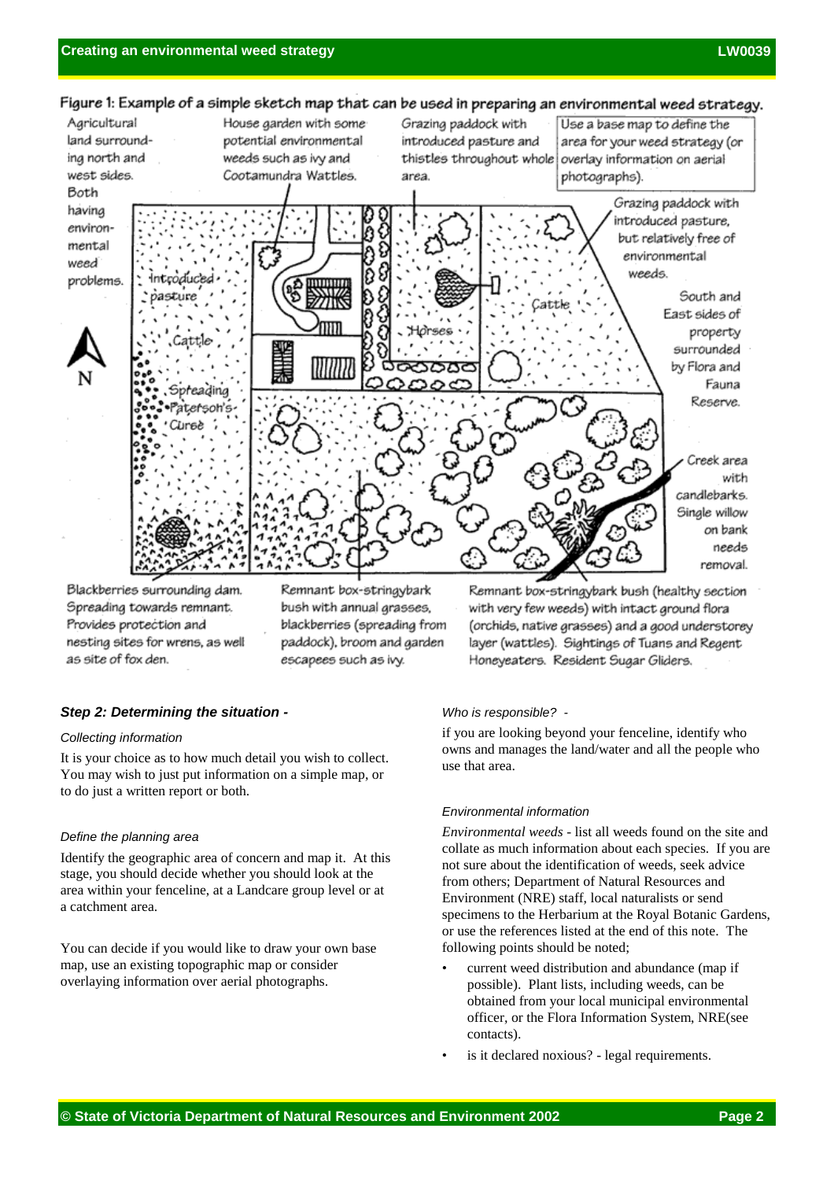Figure 1: Example of a simple sketch map that can be used in preparing an environmental weed strategy.

Agricultural land surrounding north and west sides. Both having environmental weed problems.

House garden with some potential environmental weeds such as ivy and Cootamundra Wattles.

Grazing paddock with introduced pasture and thistles throughout whole area.

Use a base map to define the area for your weed strategy (or overlay information on aerial photographs).

Grazing paddock with introduced pasture, but relatively free of environmental weeds.

South and East sides of property surrounded by Flora and Fauna Reserve.

Creek area with candlebarks. Single willow on bank needs removal.

Introduced pasture

Cattle

Horses

Cattle

Spreading Paterson's Curse

Blackberries surrounding dam. Spreading towards remnant. Provides protection and nesting sites for wrens, as well as site of fox den.

Remnant box-stringybark bush with annual grasses, blackberries (spreading from paddock), broom and garden escapees such as ivy.

Remnant box-stringybark bush (healthy section with very few weeds) with intact ground flora (orchids, native grasses) and a good understorey layer (wattles). Sightings of Tuans and Regent Honeyeaters. Resident Sugar Gliders.

### *Step 2: Determining the situation -*

*Collecting information*

It is your choice as to how much detail you wish to collect. You may wish to just put information on a simple map, or to do just a written report or both.

*Define the planning area*

Identify the geographic area of concern and map it. At this stage, you should decide whether you should look at the area within your fenceline, at a Landcare group level or at a catchment area.

You can decide if you would like to draw your own base map, use an existing topographic map or consider overlaying information over aerial photographs.

*Who is responsible? -*

if you are looking beyond your fenceline, identify who owns and manages the land/water and all the people who use that area.

*Environmental information*

*Environmental weeds* - list all weeds found on the site and collate as much information about each species. If you are not sure about the identification of weeds, seek advice from others; Department of Natural Resources and Environment (NRE) staff, local naturalists or send specimens to the Herbarium at the Royal Botanic Gardens, or use the references listed at the end of this note. The following points should be noted;

- current weed distribution and abundance (map if possible). Plant lists, including weeds, can be obtained from your local municipal environmental officer, or the Flora Information System, NRE(see contacts).
- is it declared noxious? - legal requirements.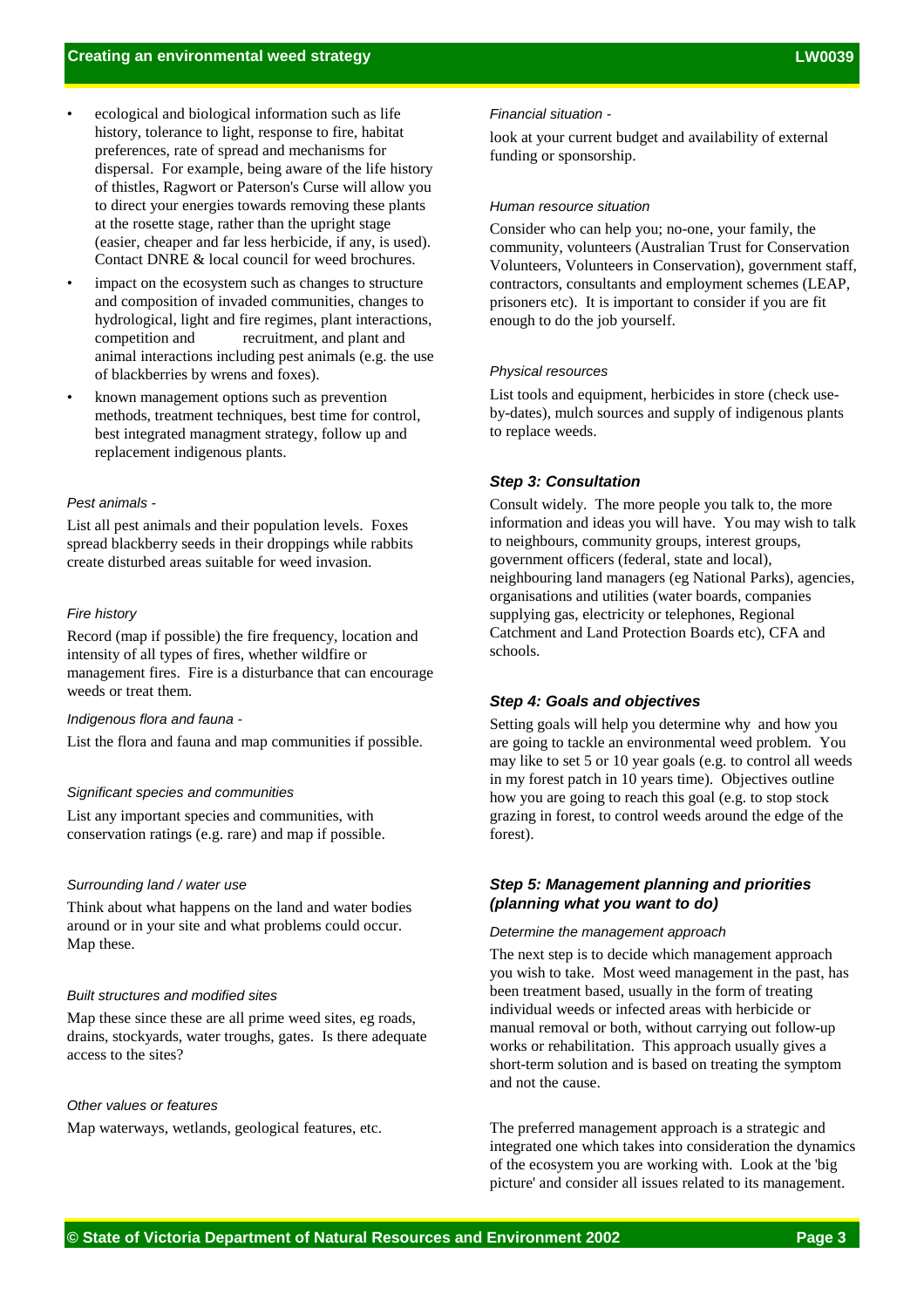- ecological and biological information such as life history, tolerance to light, response to fire, habitat preferences, rate of spread and mechanisms for dispersal. For example, being aware of the life history of thistles, Ragwort or Paterson's Curse will allow you to direct your energies towards removing these plants at the rosette stage, rather than the upright stage (easier, cheaper and far less herbicide, if any, is used). Contact DNRE & local council for weed brochures.
- impact on the ecosystem such as changes to structure and composition of invaded communities, changes to hydrological, light and fire regimes, plant interactions, competition and recruitment, and plant and animal interactions including pest animals (e.g. the use of blackberries by wrens and foxes).
- known management options such as prevention methods, treatment techniques, best time for control, best integrated managment strategy, follow up and replacement indigenous plants.

*Pest animals -*

List all pest animals and their population levels. Foxes spread blackberry seeds in their droppings while rabbits create disturbed areas suitable for weed invasion.

*Fire history*

Record (map if possible) the fire frequency, location and intensity of all types of fires, whether wildfire or management fires. Fire is a disturbance that can encourage weeds or treat them.

*Indigenous flora and fauna -*

List the flora and fauna and map communities if possible.

*Significant species and communities*

List any important species and communities, with conservation ratings (e.g. rare) and map if possible.

*Surrounding land / water use*

Think about what happens on the land and water bodies around or in your site and what problems could occur. Map these.

*Built structures and modified sites*

Map these since these are all prime weed sites, eg roads, drains, stockyards, water troughs, gates. Is there adequate access to the sites?

*Other values or features*

Map waterways, wetlands, geological features, etc.

*Financial situation -*

look at your current budget and availability of external funding or sponsorship.

*Human resource situation*

Consider who can help you; no-one, your family, the community, volunteers (Australian Trust for Conservation Volunteers, Volunteers in Conservation), government staff, contractors, consultants and employment schemes (LEAP, prisoners etc). It is important to consider if you are fit enough to do the job yourself.

*Physical resources*

List tools and equipment, herbicides in store (check use-by-dates), mulch sources and supply of indigenous plants to replace weeds.

### *Step 3: Consultation*

Consult widely. The more people you talk to, the more information and ideas you will have. You may wish to talk to neighbours, community groups, interest groups, government officers (federal, state and local), neighbouring land managers (eg National Parks), agencies, organisations and utilities (water boards, companies supplying gas, electricity or telephones, Regional Catchment and Land Protection Boards etc), CFA and schools.

### *Step 4: Goals and objectives*

Setting goals will help you determine why and how you are going to tackle an environmental weed problem. You may like to set 5 or 10 year goals (e.g. to control all weeds in my forest patch in 10 years time). Objectives outline how you are going to reach this goal (e.g. to stop stock grazing in forest, to control weeds around the edge of the forest).

### *Step 5: Management planning and priorities (planning what you want to do)*

*Determine the management approach*

The next step is to decide which management approach you wish to take. Most weed management in the past, has been treatment based, usually in the form of treating individual weeds or infected areas with herbicide or manual removal or both, without carrying out follow-up works or rehabilitation. This approach usually gives a short-term solution and is based on treating the symptom and not the cause.

The preferred management approach is a strategic and integrated one which takes into consideration the dynamics of the ecosystem you are working with. Look at the 'big picture' and consider all issues related to its management.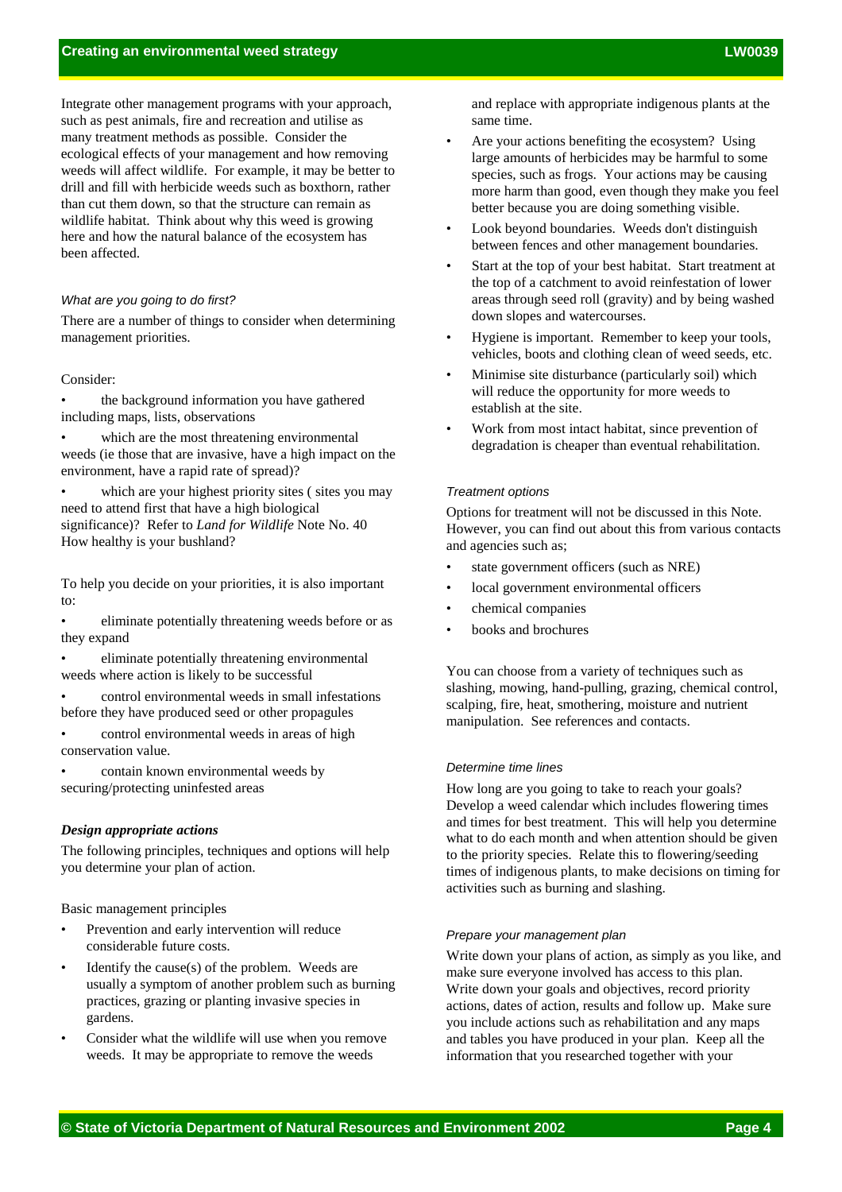Integrate other management programs with your approach, such as pest animals, fire and recreation and utilise as many treatment methods as possible. Consider the ecological effects of your management and how removing weeds will affect wildlife. For example, it may be better to drill and fill with herbicide weeds such as boxthorn, rather than cut them down, so that the structure can remain as wildlife habitat. Think about why this weed is growing here and how the natural balance of the ecosystem has been affected.

*What are you going to do first?*

There are a number of things to consider when determining management priorities.

Consider:

- the background information you have gathered including maps, lists, observations
- which are the most threatening environmental weeds (ie those that are invasive, have a high impact on the environment, have a rapid rate of spread)?
- which are your highest priority sites ( sites you may need to attend first that have a high biological significance)? Refer to *Land for Wildlife* Note No. 40 How healthy is your bushland?

To help you decide on your priorities, it is also important to:

- eliminate potentially threatening weeds before or as they expand
- eliminate potentially threatening environmental weeds where action is likely to be successful
- control environmental weeds in small infestations before they have produced seed or other propagules
- control environmental weeds in areas of high conservation value.
- contain known environmental weeds by securing/protecting uninfested areas

***Design appropriate actions***

The following principles, techniques and options will help you determine your plan of action.

Basic management principles

- Prevention and early intervention will reduce considerable future costs.
- Identify the cause(s) of the problem. Weeds are usually a symptom of another problem such as burning practices, grazing or planting invasive species in gardens.
- Consider what the wildlife will use when you remove weeds. It may be appropriate to remove the weeds and replace with appropriate indigenous plants at the same time.
- Are your actions benefiting the ecosystem? Using large amounts of herbicides may be harmful to some species, such as frogs. Your actions may be causing more harm than good, even though they make you feel better because you are doing something visible.
- Look beyond boundaries. Weeds don't distinguish between fences and other management boundaries.
- Start at the top of your best habitat. Start treatment at the top of a catchment to avoid reinfestation of lower areas through seed roll (gravity) and by being washed down slopes and watercourses.
- Hygiene is important. Remember to keep your tools, vehicles, boots and clothing clean of weed seeds, etc.
- Minimise site disturbance (particularly soil) which will reduce the opportunity for more weeds to establish at the site.
- Work from most intact habitat, since prevention of degradation is cheaper than eventual rehabilitation.

*Treatment options*

Options for treatment will not be discussed in this Note. However, you can find out about this from various contacts and agencies such as;

- state government officers (such as NRE)
- local government environmental officers
- chemical companies
- books and brochures

You can choose from a variety of techniques such as slashing, mowing, hand-pulling, grazing, chemical control, scalping, fire, heat, smothering, moisture and nutrient manipulation. See references and contacts.

*Determine time lines*

How long are you going to take to reach your goals? Develop a weed calendar which includes flowering times and times for best treatment. This will help you determine what to do each month and when attention should be given to the priority species. Relate this to flowering/seeding times of indigenous plants, to make decisions on timing for activities such as burning and slashing.

*Prepare your management plan*

Write down your plans of action, as simply as you like, and make sure everyone involved has access to this plan. Write down your goals and objectives, record priority actions, dates of action, results and follow up. Make sure you include actions such as rehabilitation and any maps and tables you have produced in your plan. Keep all the information that you researched together with your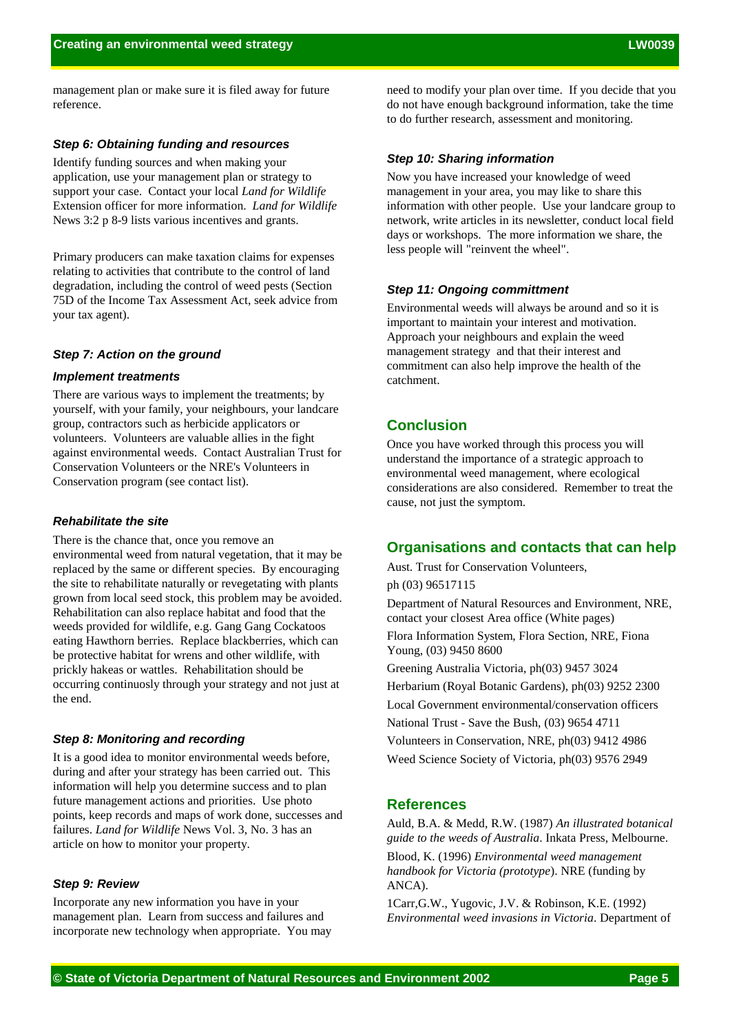management plan or make sure it is filed away for future reference.

### Step 6: Obtaining funding and resources

Identify funding sources and when making your application, use your management plan or strategy to support your case. Contact your local *Land for Wildlife* Extension officer for more information. *Land for Wildlife* News 3:2 p 8-9 lists various incentives and grants.

Primary producers can make taxation claims for expenses relating to activities that contribute to the control of land degradation, including the control of weed pests (Section 75D of the Income Tax Assessment Act, seek advice from your tax agent).

### Step 7: Action on the ground

#### Implement treatments

There are various ways to implement the treatments; by yourself, with your family, your neighbours, your landcare group, contractors such as herbicide applicators or volunteers. Volunteers are valuable allies in the fight against environmental weeds. Contact Australian Trust for Conservation Volunteers or the NRE's Volunteers in Conservation program (see contact list).

#### Rehabilitate the site

There is the chance that, once you remove an environmental weed from natural vegetation, that it may be replaced by the same or different species. By encouraging the site to rehabilitate naturally or revegetating with plants grown from local seed stock, this problem may be avoided. Rehabilitation can also replace habitat and food that the weeds provided for wildlife, e.g. Gang Gang Cockatoos eating Hawthorn berries. Replace blackberries, which can be protective habitat for wrens and other wildlife, with prickly hakeas or wattles. Rehabilitation should be occurring continuosly through your strategy and not just at the end.

### Step 8: Monitoring and recording

It is a good idea to monitor environmental weeds before, during and after your strategy has been carried out. This information will help you determine success and to plan future management actions and priorities. Use photo points, keep records and maps of work done, successes and failures. *Land for Wildlife* News Vol. 3, No. 3 has an article on how to monitor your property.

### Step 9: Review

Incorporate any new information you have in your management plan. Learn from success and failures and incorporate new technology when appropriate. You may need to modify your plan over time. If you decide that you do not have enough background information, take the time to do further research, assessment and monitoring.

### Step 10: Sharing information

Now you have increased your knowledge of weed management in your area, you may like to share this information with other people. Use your landcare group to network, write articles in its newsletter, conduct local field days or workshops. The more information we share, the less people will "reinvent the wheel".

### Step 11: Ongoing committment

Environmental weeds will always be around and so it is important to maintain your interest and motivation. Approach your neighbours and explain the weed management strategy and that their interest and commitment can also help improve the health of the catchment.

## Conclusion

Once you have worked through this process you will understand the importance of a strategic approach to environmental weed management, where ecological considerations are also considered. Remember to treat the cause, not just the symptom.

## Organisations and contacts that can help

Aust. Trust for Conservation Volunteers, ph (03) 96517115

Department of Natural Resources and Environment, NRE, contact your closest Area office (White pages)

Flora Information System, Flora Section, NRE, Fiona Young, (03) 9450 8600

Greening Australia Victoria, ph(03) 9457 3024

Herbarium (Royal Botanic Gardens), ph(03) 9252 2300

Local Government environmental/conservation officers

National Trust - Save the Bush, (03) 9654 4711

Volunteers in Conservation, NRE, ph(03) 9412 4986

Weed Science Society of Victoria, ph(03) 9576 2949

## References

Auld, B.A. & Medd, R.W. (1987) *An illustrated botanical guide to the weeds of Australia*. Inkata Press, Melbourne.

Blood, K. (1996) *Environmental weed management handbook for Victoria (prototype*). NRE (funding by ANCA).

1Carr,G.W., Yugovic, J.V. & Robinson, K.E. (1992) *Environmental weed invasions in Victoria*. Department of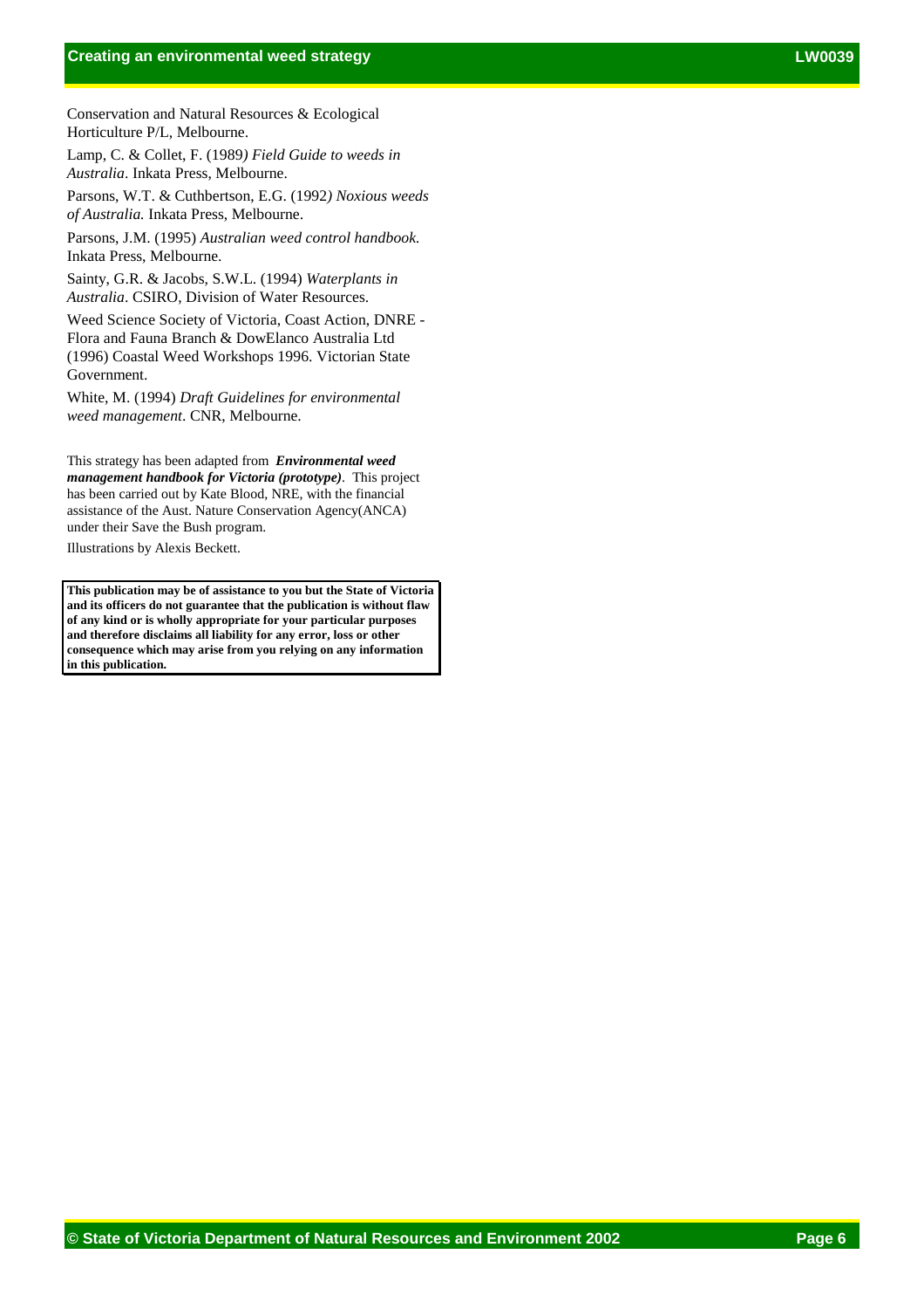Conservation and Natural Resources & Ecological Horticulture P/L, Melbourne.

Lamp, C. & Collet, F. (1989) *Field Guide to weeds in Australia*. Inkata Press, Melbourne.

Parsons, W.T. & Cuthbertson, E.G. (1992) *Noxious weeds of Australia.* Inkata Press, Melbourne.

Parsons, J.M. (1995) *Australian weed control handbook.* Inkata Press, Melbourne.

Sainty, G.R. & Jacobs, S.W.L. (1994) *Waterplants in Australia*. CSIRO, Division of Water Resources.

Weed Science Society of Victoria, Coast Action, DNRE - Flora and Fauna Branch & DowElanco Australia Ltd (1996) Coastal Weed Workshops 1996. Victorian State Government.

White, M. (1994) *Draft Guidelines for environmental weed management*. CNR, Melbourne.

This strategy has been adapted from ***Environmental weed management handbook for Victoria (prototype)***. This project has been carried out by Kate Blood, NRE, with the financial assistance of the Aust. Nature Conservation Agency(ANCA) under their Save the Bush program.

Illustrations by Alexis Beckett.

**This publication may be of assistance to you but the State of Victoria and its officers do not guarantee that the publication is without flaw of any kind or is wholly appropriate for your particular purposes and therefore disclaims all liability for any error, loss or other consequence which may arise from you relying on any information in this publication.**